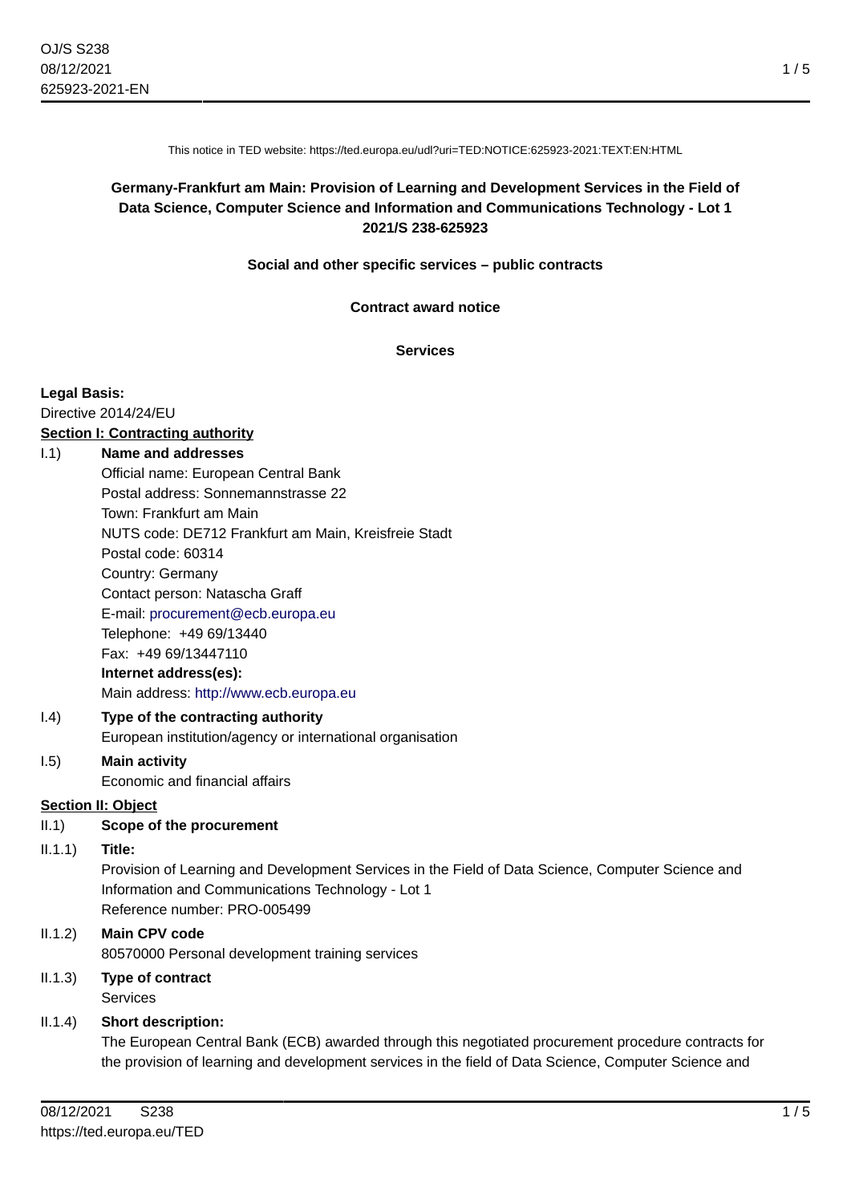This notice in TED website: https://ted.europa.eu/udl?uri=TED:NOTICE:625923-2021:TEXT:EN:HTML

**Germany-Frankfurt am Main: Provision of Learning and Development Services in the Field of Data Science, Computer Science and Information and Communications Technology - Lot 1**
**2021/S 238-625923**

**Social and other specific services – public contracts**

**Contract award notice**

**Services**

**Legal Basis:**
Directive 2014/24/EU

**Section I: Contracting authority**

I.1) **Name and addresses**
Official name: European Central Bank
Postal address: Sonnemannstrasse 22
Town: Frankfurt am Main
NUTS code: DE712 Frankfurt am Main, Kreisfreie Stadt
Postal code: 60314
Country: Germany
Contact person: Natascha Graff
E-mail: procurement@ecb.europa.eu
Telephone: +49 69/13440
Fax: +49 69/13447110
**Internet address(es):**
Main address: http://www.ecb.europa.eu

I.4) **Type of the contracting authority**
European institution/agency or international organisation

I.5) **Main activity**
Economic and financial affairs

**Section II: Object**

II.1) **Scope of the procurement**

II.1.1) **Title:**
Provision of Learning and Development Services in the Field of Data Science, Computer Science and Information and Communications Technology - Lot 1
Reference number: PRO-005499

II.1.2) **Main CPV code**
80570000 Personal development training services

II.1.3) **Type of contract**
Services

II.1.4) **Short description:**
The European Central Bank (ECB) awarded through this negotiated procurement procedure contracts for the provision of learning and development services in the field of Data Science, Computer Science and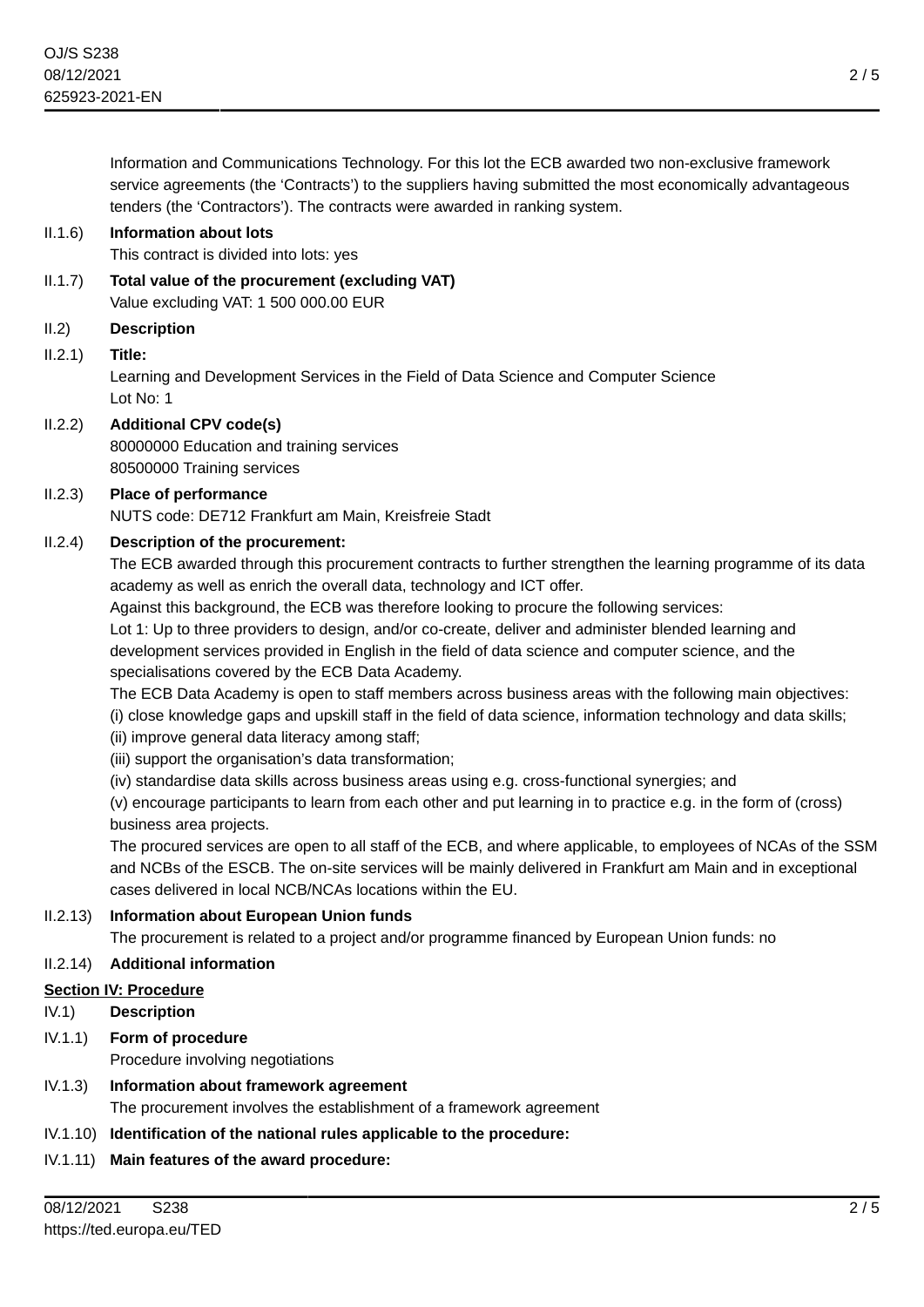Information and Communications Technology. For this lot the ECB awarded two non-exclusive framework service agreements (the ‘Contracts’) to the suppliers having submitted the most economically advantageous tenders (the ‘Contractors’). The contracts were awarded in ranking system.

II.1.6) **Information about lots**
This contract is divided into lots: yes

II.1.7) **Total value of the procurement (excluding VAT)**
Value excluding VAT: 1 500 000.00 EUR

II.2) **Description**

II.2.1) **Title:**
Learning and Development Services in the Field of Data Science and Computer Science
Lot No: 1

II.2.2) **Additional CPV code(s)**
80000000 Education and training services
80500000 Training services

II.2.3) **Place of performance**
NUTS code: DE712 Frankfurt am Main, Kreisfreie Stadt

II.2.4) **Description of the procurement:**
The ECB awarded through this procurement contracts to further strengthen the learning programme of its data academy as well as enrich the overall data, technology and ICT offer.
Against this background, the ECB was therefore looking to procure the following services:
Lot 1: Up to three providers to design, and/or co-create, deliver and administer blended learning and development services provided in English in the field of data science and computer science, and the specialisations covered by the ECB Data Academy.
The ECB Data Academy is open to staff members across business areas with the following main objectives:
(i) close knowledge gaps and upskill staff in the field of data science, information technology and data skills;
(ii) improve general data literacy among staff;
(iii) support the organisation’s data transformation;
(iv) standardise data skills across business areas using e.g. cross-functional synergies; and
(v) encourage participants to learn from each other and put learning in to practice e.g. in the form of (cross) business area projects.
The procured services are open to all staff of the ECB, and where applicable, to employees of NCAs of the SSM and NCBs of the ESCB. The on-site services will be mainly delivered in Frankfurt am Main and in exceptional cases delivered in local NCB/NCAs locations within the EU.

II.2.13) **Information about European Union funds**
The procurement is related to a project and/or programme financed by European Union funds: no

II.2.14) **Additional information**

## Section IV: Procedure

IV.1) **Description**

IV.1.1) **Form of procedure**
Procedure involving negotiations

IV.1.3) **Information about framework agreement**
The procurement involves the establishment of a framework agreement

IV.1.10) **Identification of the national rules applicable to the procedure:**

IV.1.11) **Main features of the award procedure:**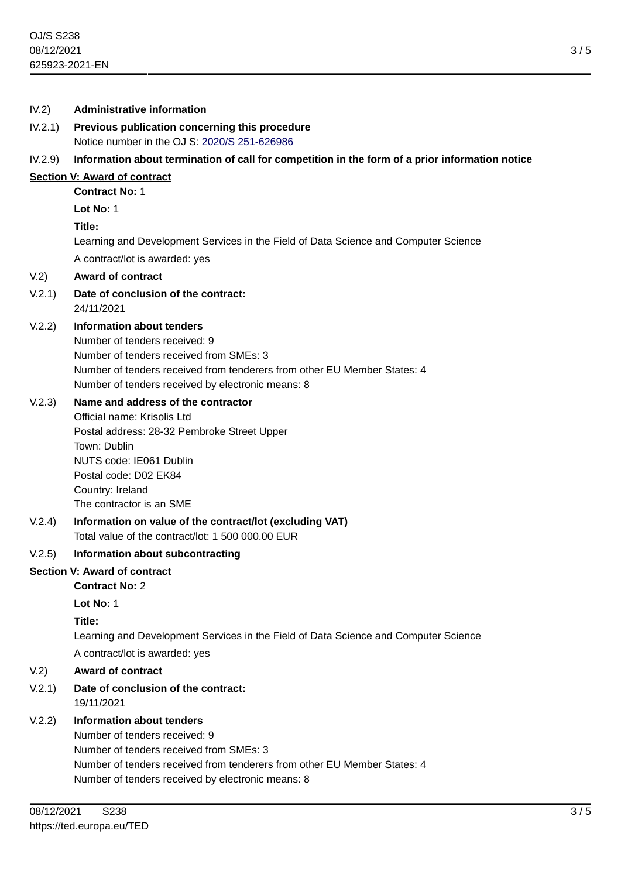IV.2) **Administrative information**

IV.2.1) **Previous publication concerning this procedure**
Notice number in the OJ S: 2020/S 251-626986

IV.2.9) **Information about termination of call for competition in the form of a prior information notice**

## Section V: Award of contract

**Contract No:** 1

**Lot No:** 1

**Title:**

Learning and Development Services in the Field of Data Science and Computer Science

A contract/lot is awarded: yes

V.2) **Award of contract**

V.2.1) **Date of conclusion of the contract:**
24/11/2021

V.2.2) **Information about tenders**
Number of tenders received: 9
Number of tenders received from SMEs: 3
Number of tenders received from tenderers from other EU Member States: 4
Number of tenders received by electronic means: 8

V.2.3) **Name and address of the contractor**
Official name: Krisolis Ltd
Postal address: 28-32 Pembroke Street Upper
Town: Dublin
NUTS code: IE061 Dublin
Postal code: D02 EK84
Country: Ireland
The contractor is an SME

V.2.4) **Information on value of the contract/lot (excluding VAT)**
Total value of the contract/lot: 1 500 000.00 EUR

V.2.5) **Information about subcontracting**

## Section V: Award of contract

**Contract No:** 2

**Lot No:** 1

**Title:**

Learning and Development Services in the Field of Data Science and Computer Science

A contract/lot is awarded: yes

V.2) **Award of contract**

V.2.1) **Date of conclusion of the contract:**
19/11/2021

V.2.2) **Information about tenders**
Number of tenders received: 9
Number of tenders received from SMEs: 3
Number of tenders received from tenderers from other EU Member States: 4
Number of tenders received by electronic means: 8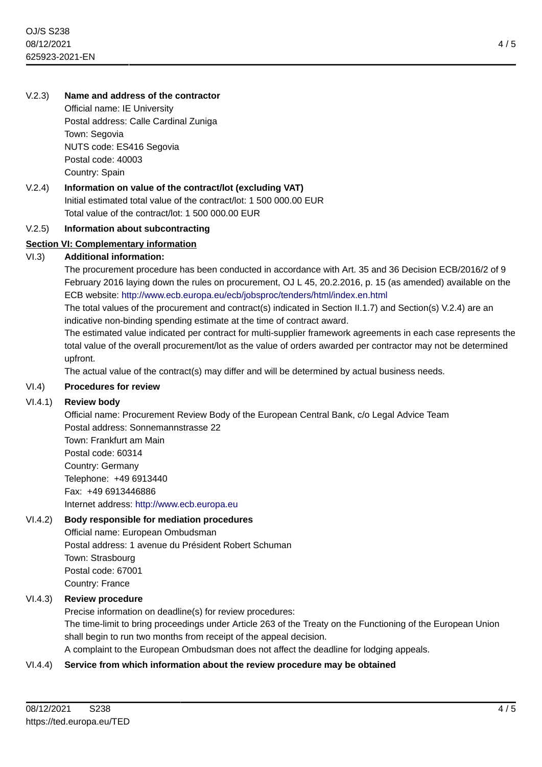V.2.3) **Name and address of the contractor**

Official name: IE University
Postal address: Calle Cardinal Zuniga
Town: Segovia
NUTS code: ES416 Segovia
Postal code: 40003
Country: Spain

V.2.4) **Information on value of the contract/lot (excluding VAT)**

Initial estimated total value of the contract/lot: 1 500 000.00 EUR
Total value of the contract/lot: 1 500 000.00 EUR

V.2.5) **Information about subcontracting**

## Section VI: Complementary information

VI.3) **Additional information:**

The procurement procedure has been conducted in accordance with Art. 35 and 36 Decision ECB/2016/2 of 9 February 2016 laying down the rules on procurement, OJ L 45, 20.2.2016, p. 15 (as amended) available on the ECB website: http://www.ecb.europa.eu/ecb/jobsproc/tenders/html/index.en.html

The total values of the procurement and contract(s) indicated in Section II.1.7) and Section(s) V.2.4) are an indicative non-binding spending estimate at the time of contract award.

The estimated value indicated per contract for multi-supplier framework agreements in each case represents the total value of the overall procurement/lot as the value of orders awarded per contractor may not be determined upfront.

The actual value of the contract(s) may differ and will be determined by actual business needs.

VI.4) **Procedures for review**

VI.4.1) **Review body**

Official name: Procurement Review Body of the European Central Bank, c/o Legal Advice Team
Postal address: Sonnemannstrasse 22
Town: Frankfurt am Main
Postal code: 60314
Country: Germany
Telephone: +49 6913440
Fax: +49 6913446886
Internet address: http://www.ecb.europa.eu

VI.4.2) **Body responsible for mediation procedures**

Official name: European Ombudsman
Postal address: 1 avenue du Président Robert Schuman
Town: Strasbourg
Postal code: 67001
Country: France

VI.4.3) **Review procedure**

Precise information on deadline(s) for review procedures:

The time-limit to bring proceedings under Article 263 of the Treaty on the Functioning of the European Union shall begin to run two months from receipt of the appeal decision.

A complaint to the European Ombudsman does not affect the deadline for lodging appeals.

VI.4.4) **Service from which information about the review procedure may be obtained**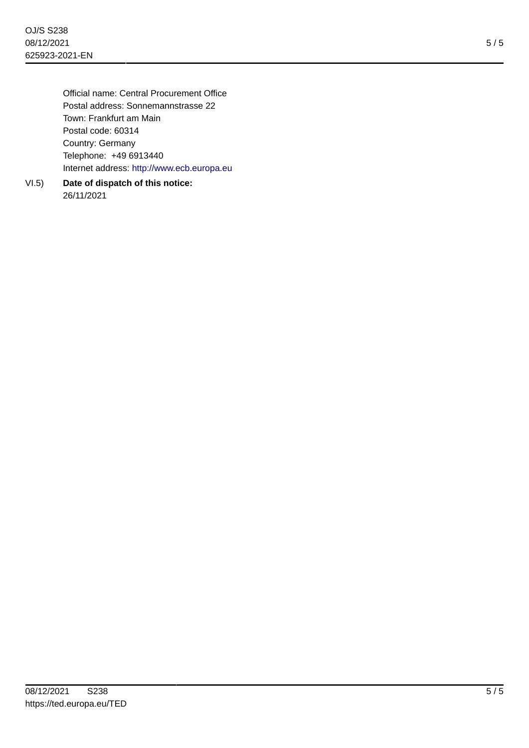Official name: Central Procurement Office
Postal address: Sonnemannstrasse 22
Town: Frankfurt am Main
Postal code: 60314
Country: Germany
Telephone: +49 6913440
Internet address: http://www.ecb.europa.eu

VI.5) **Date of dispatch of this notice:**
26/11/2021